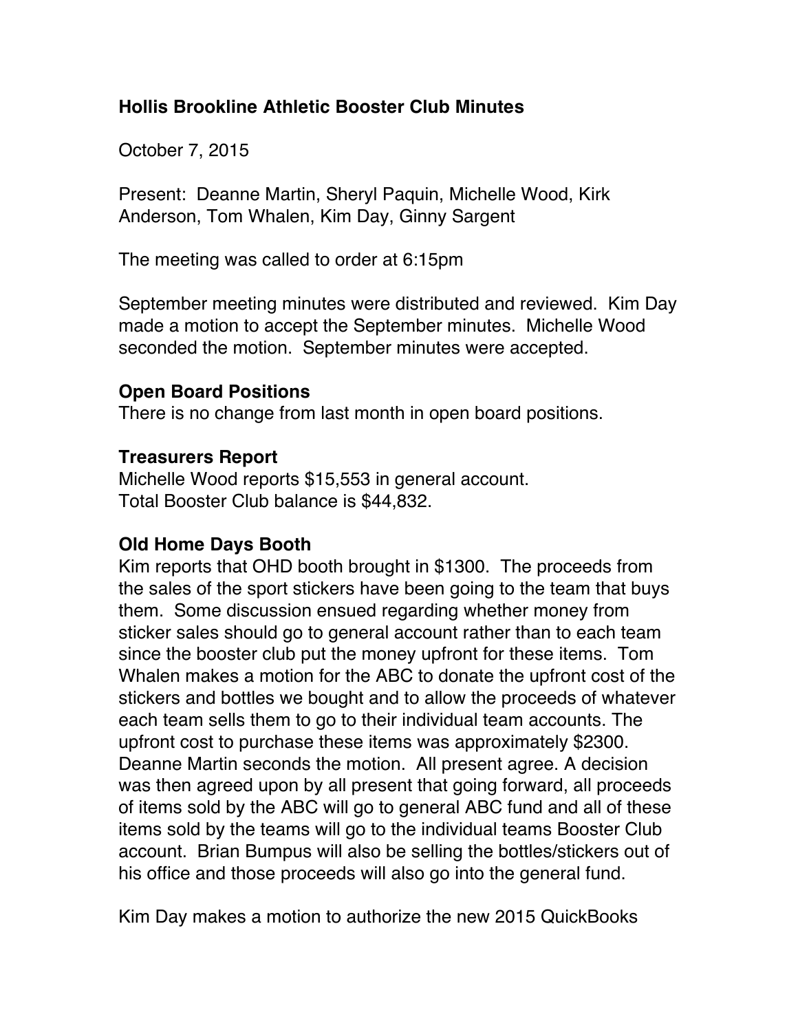# Hollis Brookline Athletic Booster Club Minutes

October 7, 2015

Present: Deanne Martin, Sheryl Paquin, Michelle Wood, Kirk Anderson, Tom Whalen, Kim Day, Ginny Sargent

The meeting was called to order at 6:15pm

September meeting minutes were distributed and reviewed. Kim Day made a motion to accept the September minutes. Michelle Wood seconded the motion. September minutes were accepted.

## Open Board Positions

There is no change from last month in open board positions.

## Treasurers Report

Michelle Wood reports $15,553 in general account.
Total Booster Club balance is $44,832.

## Old Home Days Booth

Kim reports that OHD booth brought in $1300. The proceeds from the sales of the sport stickers have been going to the team that buys them. Some discussion ensued regarding whether money from sticker sales should go to general account rather than to each team since the booster club put the money upfront for these items. Tom Whalen makes a motion for the ABC to donate the upfront cost of the stickers and bottles we bought and to allow the proceeds of whatever each team sells them to go to their individual team accounts. The upfront cost to purchase these items was approximately $2300. Deanne Martin seconds the motion. All present agree. A decision was then agreed upon by all present that going forward, all proceeds of items sold by the ABC will go to general ABC fund and all of these items sold by the teams will go to the individual teams Booster Club account. Brian Bumpus will also be selling the bottles/stickers out of his office and those proceeds will also go into the general fund.

Kim Day makes a motion to authorize the new 2015 QuickBooks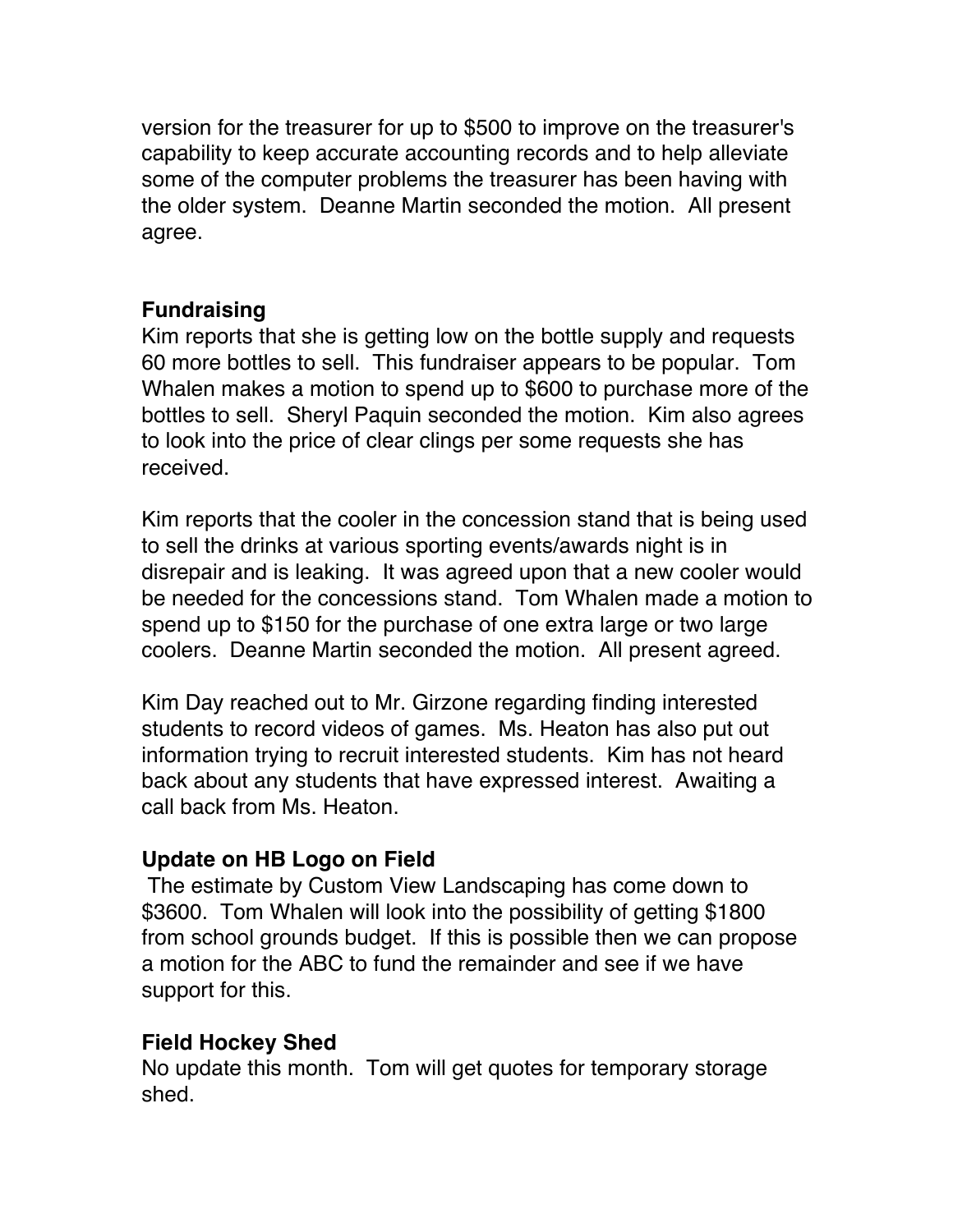version for the treasurer for up to $500 to improve on the treasurer's capability to keep accurate accounting records and to help alleviate some of the computer problems the treasurer has been having with the older system. Deanne Martin seconded the motion. All present agree.

**Fundraising**

Kim reports that she is getting low on the bottle supply and requests 60 more bottles to sell. This fundraiser appears to be popular. Tom Whalen makes a motion to spend up to $600 to purchase more of the bottles to sell. Sheryl Paquin seconded the motion. Kim also agrees to look into the price of clear clings per some requests she has received.

Kim reports that the cooler in the concession stand that is being used to sell the drinks at various sporting events/awards night is in disrepair and is leaking. It was agreed upon that a new cooler would be needed for the concessions stand. Tom Whalen made a motion to spend up to $150 for the purchase of one extra large or two large coolers. Deanne Martin seconded the motion. All present agreed.

Kim Day reached out to Mr. Girzone regarding finding interested students to record videos of games. Ms. Heaton has also put out information trying to recruit interested students. Kim has not heard back about any students that have expressed interest. Awaiting a call back from Ms. Heaton.

**Update on HB Logo on Field**

The estimate by Custom View Landscaping has come down to $3600. Tom Whalen will look into the possibility of getting $1800 from school grounds budget. If this is possible then we can propose a motion for the ABC to fund the remainder and see if we have support for this.

**Field Hockey Shed**

No update this month. Tom will get quotes for temporary storage shed.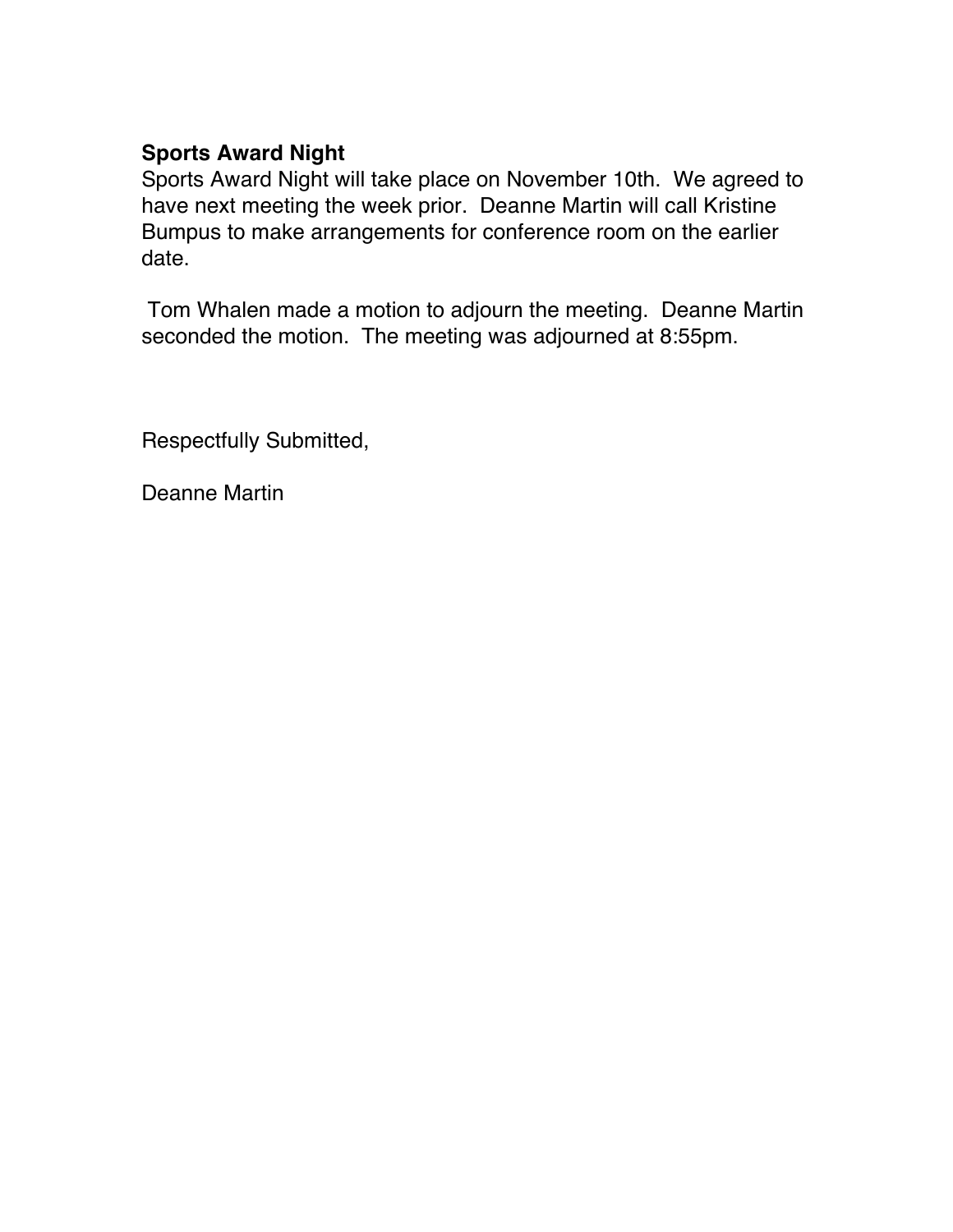**Sports Award Night**

Sports Award Night will take place on November 10th. We agreed to have next meeting the week prior. Deanne Martin will call Kristine Bumpus to make arrangements for conference room on the earlier date.

Tom Whalen made a motion to adjourn the meeting. Deanne Martin seconded the motion. The meeting was adjourned at 8:55pm.

Respectfully Submitted,

Deanne Martin